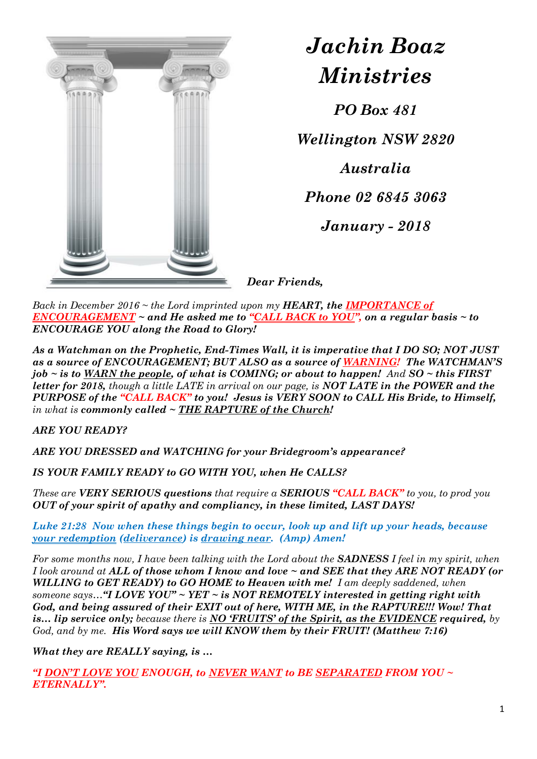# *Jachin Boaz Ministries*

*PO Box 481*

*Wellington NSW 2820*

*Australia*

*Phone 02 6845 3063*

*January - 2018*

***Dear Friends,***

*Back in December 2016 ~ the Lord imprinted upon my **HEART, the IMPORTANCE of ENCOURAGEMENT ~ and He asked me to "CALL BACK to YOU", on a regular basis ~ to ENCOURAGE YOU along the Road to Glory!***

***As a Watchman on the Prophetic, End-Times Wall, it is imperative that I DO SO; NOT JUST as a source of ENCOURAGEMENT; BUT ALSO as a source of WARNING! The WATCHMAN'S job ~ is to WARN the people, of what is COMING; or about to happen!** And **SO ~ this FIRST letter for 2018,** though a little LATE in arrival on our page, is **NOT LATE in the POWER and the PURPOSE of the "CALL BACK" to you! Jesus is VERY SOON to CALL His Bride, to Himself,** in what is **commonly called ~ THE RAPTURE of the Church!***

***ARE YOU READY?***

***ARE YOU DRESSED and WATCHING for your Bridegroom's appearance?***

***IS YOUR FAMILY READY to GO WITH YOU, when He CALLS?***

*These are **VERY SERIOUS questions** that require a **SERIOUS "CALL BACK"** to you, to prod you **OUT of your spirit of apathy and compliancy, in these limited, LAST DAYS!***

***Luke 21:28 Now when these things begin to occur, look up and lift up your heads, because your redemption (deliverance) is drawing near. (Amp) Amen!***

*For some months now, I have been talking with the Lord about the **SADNESS** I feel in my spirit, when I look around at **ALL of those whom I know and love ~ and SEE that they ARE NOT READY (or WILLING to GET READY) to GO HOME to Heaven with me!** I am deeply saddened, when someone says…**"I LOVE YOU" ~ YET ~ is NOT REMOTELY interested in getting right with God, and being assured of their EXIT out of here, WITH ME, in the RAPTURE!!! Wow! That is… lip service only;** because there is **NO 'FRUITS' of the Spirit, as the EVIDENCE required,** by God, and by me. **His Word says we will KNOW them by their FRUIT! (Matthew 7:16)***

***What they are REALLY saying, is …***

***"I DON'T LOVE YOU ENOUGH, to NEVER WANT to BE SEPARATED FROM YOU ~ ETERNALLY".***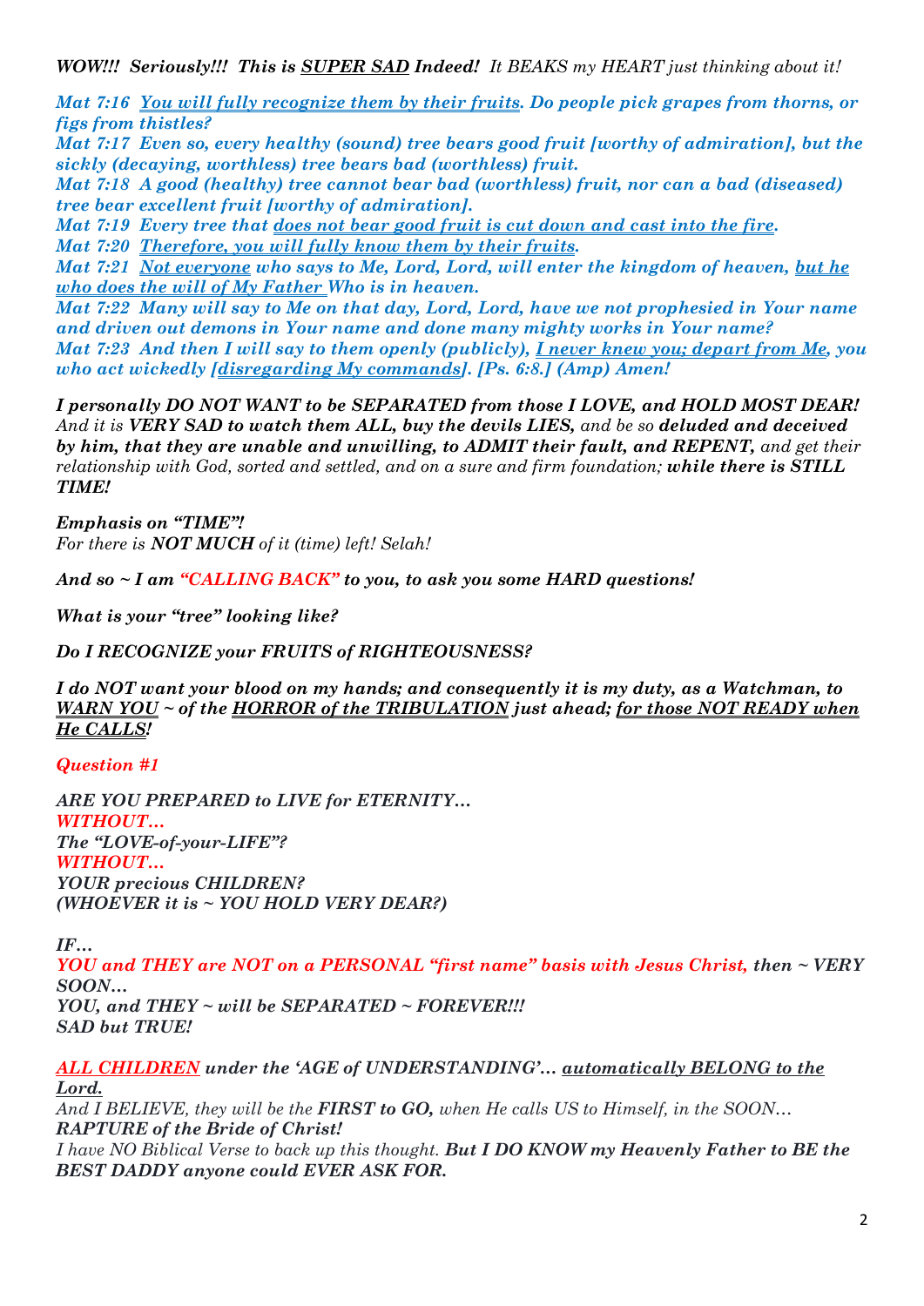***WOW!!! Seriously!!! This is SUPER SAD Indeed!*** *It BEAKS my HEART just thinking about it!*

***Mat 7:16 You will fully recognize them by their fruits. Do people pick grapes from thorns, or figs from thistles?***
***Mat 7:17 Even so, every healthy (sound) tree bears good fruit [worthy of admiration], but the sickly (decaying, worthless) tree bears bad (worthless) fruit.***
***Mat 7:18 A good (healthy) tree cannot bear bad (worthless) fruit, nor can a bad (diseased) tree bear excellent fruit [worthy of admiration].***
***Mat 7:19 Every tree that does not bear good fruit is cut down and cast into the fire.***
***Mat 7:20 Therefore, you will fully know them by their fruits.***
***Mat 7:21 Not everyone who says to Me, Lord, Lord, will enter the kingdom of heaven, but he who does the will of My Father Who is in heaven.***
***Mat 7:22 Many will say to Me on that day, Lord, Lord, have we not prophesied in Your name and driven out demons in Your name and done many mighty works in Your name?***
***Mat 7:23 And then I will say to them openly (publicly), I never knew you; depart from Me, you who act wickedly [disregarding My commands]. [Ps. 6:8.] (Amp) Amen!***

***I personally DO NOT WANT to be SEPARATED from those I LOVE, and HOLD MOST DEAR!*** *And it is* ***VERY SAD to watch them ALL, buy the devils LIES,*** *and be so* ***deluded and deceived by him, that they are unable and unwilling, to ADMIT their fault, and REPENT,*** *and get their relationship with God, sorted and settled, and on a sure and firm foundation;* ***while there is STILL TIME!***

***Emphasis on "TIME"!***
*For there is* ***NOT MUCH*** *of it (time) left! Selah!*

***And so ~ I am "CALLING BACK" to you, to ask you some HARD questions!***

***What is your "tree" looking like?***

***Do I RECOGNIZE your FRUITS of RIGHTEOUSNESS?***

***I do NOT want your blood on my hands; and consequently it is my duty, as a Watchman, to WARN YOU ~ of the HORROR of the TRIBULATION just ahead; for those NOT READY when He CALLS!***

***Question #1***

***ARE YOU PREPARED to LIVE for ETERNITY…***
***WITHOUT…***
***The "LOVE-of-your-LIFE"?***
***WITHOUT…***
***YOUR precious CHILDREN?***
***(WHOEVER it is ~ YOU HOLD VERY DEAR?)***

***IF…***
***YOU and THEY are NOT on a PERSONAL "first name" basis with Jesus Christ, then ~ VERY SOON…***
***YOU, and THEY ~ will be SEPARATED ~ FOREVER!!!***
***SAD but TRUE!***

***ALL CHILDREN under the 'AGE of UNDERSTANDING'… automatically BELONG to the Lord.***
*And I BELIEVE, they will be the* ***FIRST to GO,*** *when He calls US to Himself, in the SOON…* ***RAPTURE of the Bride of Christ!***
*I have NO Biblical Verse to back up this thought.* ***But I DO KNOW my Heavenly Father to BE the BEST DADDY anyone could EVER ASK FOR.***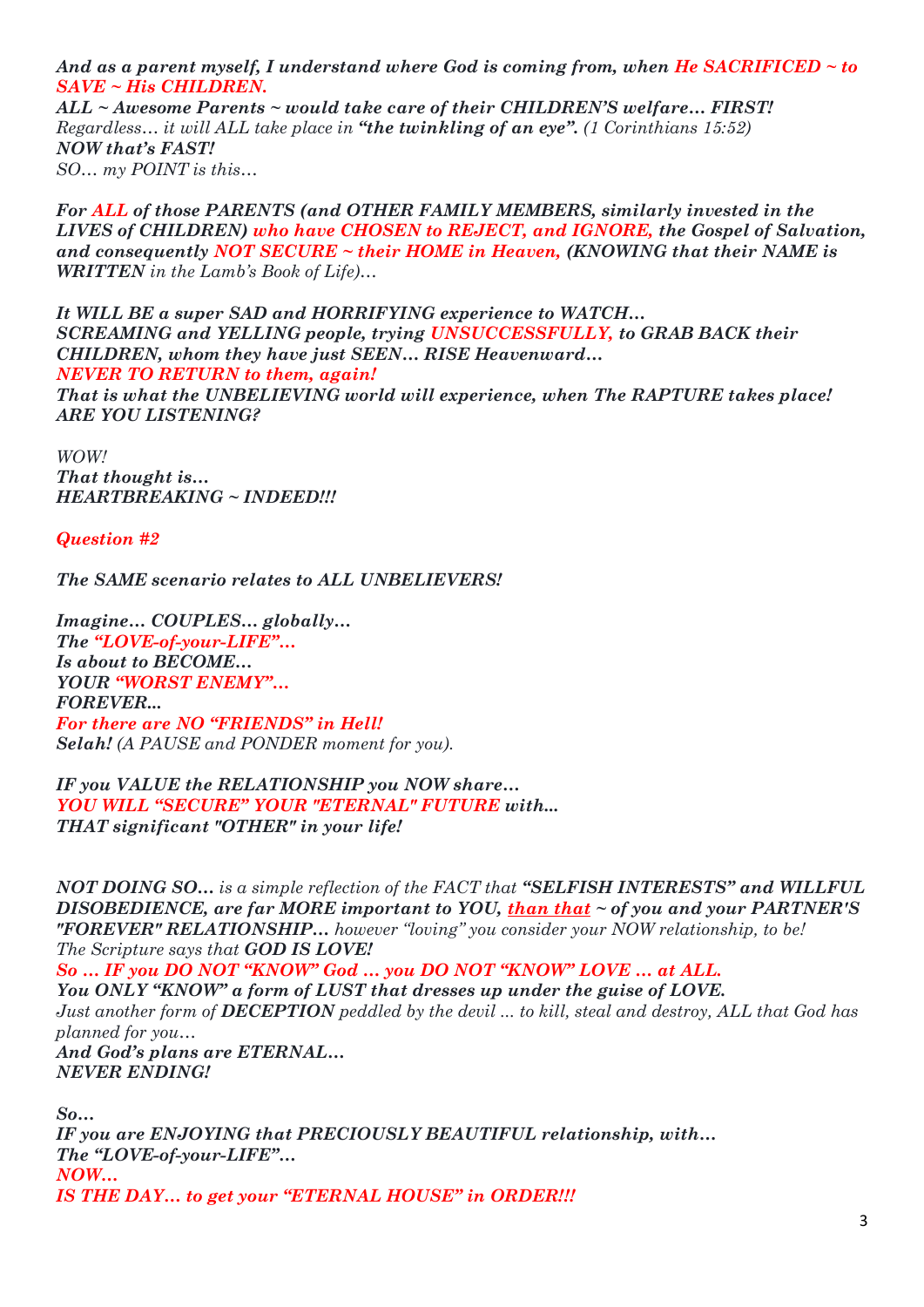***And as a parent myself, I understand where God is coming from, when He SACRIFICED ~ to SAVE ~ His CHILDREN.***
***ALL ~ Awesome Parents ~ would take care of their CHILDREN'S welfare… FIRST!***
*Regardless… it will ALL take place in **"the twinkling of an eye".** (1 Corinthians 15:52)*
***NOW that's FAST!***
*SO… my POINT is this…*

***For ALL of those PARENTS (and OTHER FAMILY MEMBERS, similarly invested in the LIVES of CHILDREN) who have CHOSEN to REJECT, and IGNORE, the Gospel of Salvation, and consequently NOT SECURE ~ their HOME in Heaven, (KNOWING that their NAME is WRITTEN** in the Lamb's Book of Life)…*

***It WILL BE a super SAD and HORRIFYING experience to WATCH…***
***SCREAMING and YELLING people, trying UNSUCCESSFULLY, to GRAB BACK their CHILDREN, whom they have just SEEN… RISE Heavenward…***
***NEVER TO RETURN to them, again!***
***That is what the UNBELIEVING world will experience, when The RAPTURE takes place!***
***ARE YOU LISTENING?***

*WOW!*
***That thought is…***
***HEARTBREAKING ~ INDEED!!!***

***Question #2***

***The SAME scenario relates to ALL UNBELIEVERS!***

***Imagine… COUPLES… globally…***
***The "LOVE-of-your-LIFE"…***
***Is about to BECOME…***
***YOUR "WORST ENEMY"…***
***FOREVER...***
***For there are NO "FRIENDS" in Hell!***
***Selah!** (A PAUSE and PONDER moment for you).*

***IF you VALUE the RELATIONSHIP you NOW share…***
***YOU WILL "SECURE" YOUR "ETERNAL" FUTURE with...***
***THAT significant "OTHER" in your life!***

***NOT DOING SO…** is a simple reflection of the FACT that **"SELFISH INTERESTS" and WILLFUL DISOBEDIENCE, are far MORE important to YOU, than that ~ of you and your PARTNER'S "FOREVER" RELATIONSHIP…** however "loving" you consider your NOW relationship, to be!*
*The Scripture says that **GOD IS LOVE!***
***So … IF you DO NOT "KNOW" God … you DO NOT "KNOW" LOVE … at ALL.***
***You ONLY "KNOW" a form of LUST that dresses up under the guise of LOVE.***
*Just another form of **DECEPTION** peddled by the devil … to kill, steal and destroy, ALL that God has planned for you…*
***And God's plans are ETERNAL…***
***NEVER ENDING!***

***So…***
***IF you are ENJOYING that PRECIOUSLY BEAUTIFUL relationship, with…***
***The "LOVE-of-your-LIFE"…***
***NOW…***
***IS THE DAY… to get your "ETERNAL HOUSE" in ORDER!!!***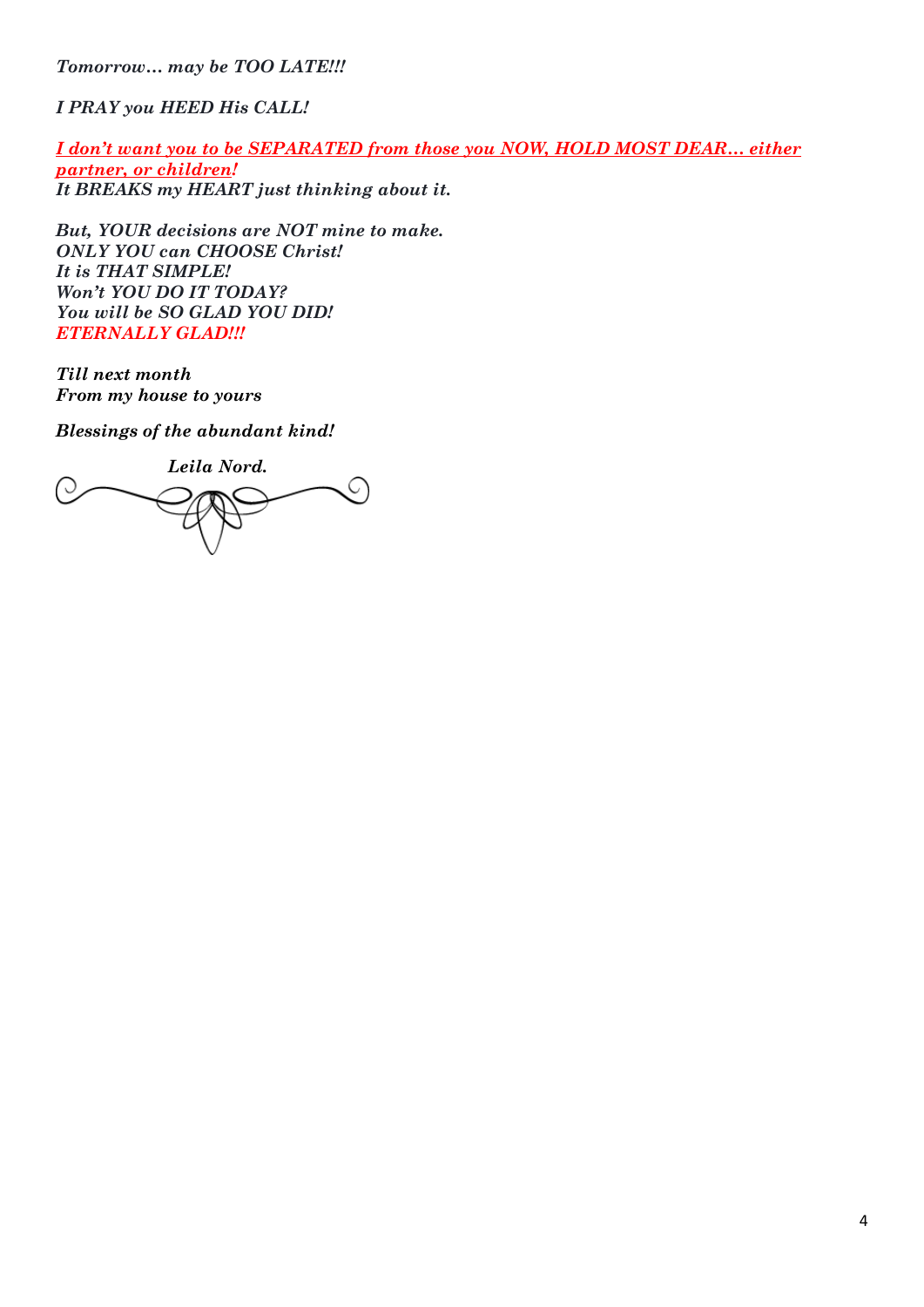***Tomorrow… may be TOO LATE!!!***

***I PRAY you HEED His CALL!***

***I don't want you to be SEPARATED from those you NOW, HOLD MOST DEAR… either partner, or children!***
***It BREAKS my HEART just thinking about it.***

***But, YOUR decisions are NOT mine to make.***
***ONLY YOU can CHOOSE Christ!***
***It is THAT SIMPLE!***
***Won't YOU DO IT TODAY?***
***You will be SO GLAD YOU DID!***
***ETERNALLY GLAD!!!***

***Till next month***
***From my house to yours***

***Blessings of the abundant kind!***

***Leila Nord.***